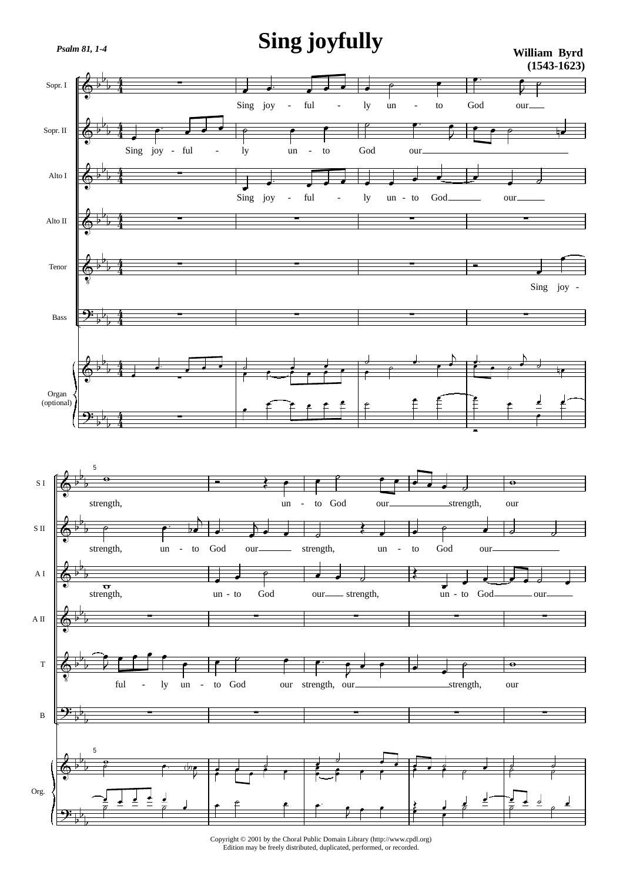# Sing joyfully

*Psalm 81, 1-4*

**William Byrd (1543-1623)**

Copyright © 2001 by the Choral Public Domain Library (http://www.cpdl.org)
Edition may be freely distributed, duplicated, performed, or recorded.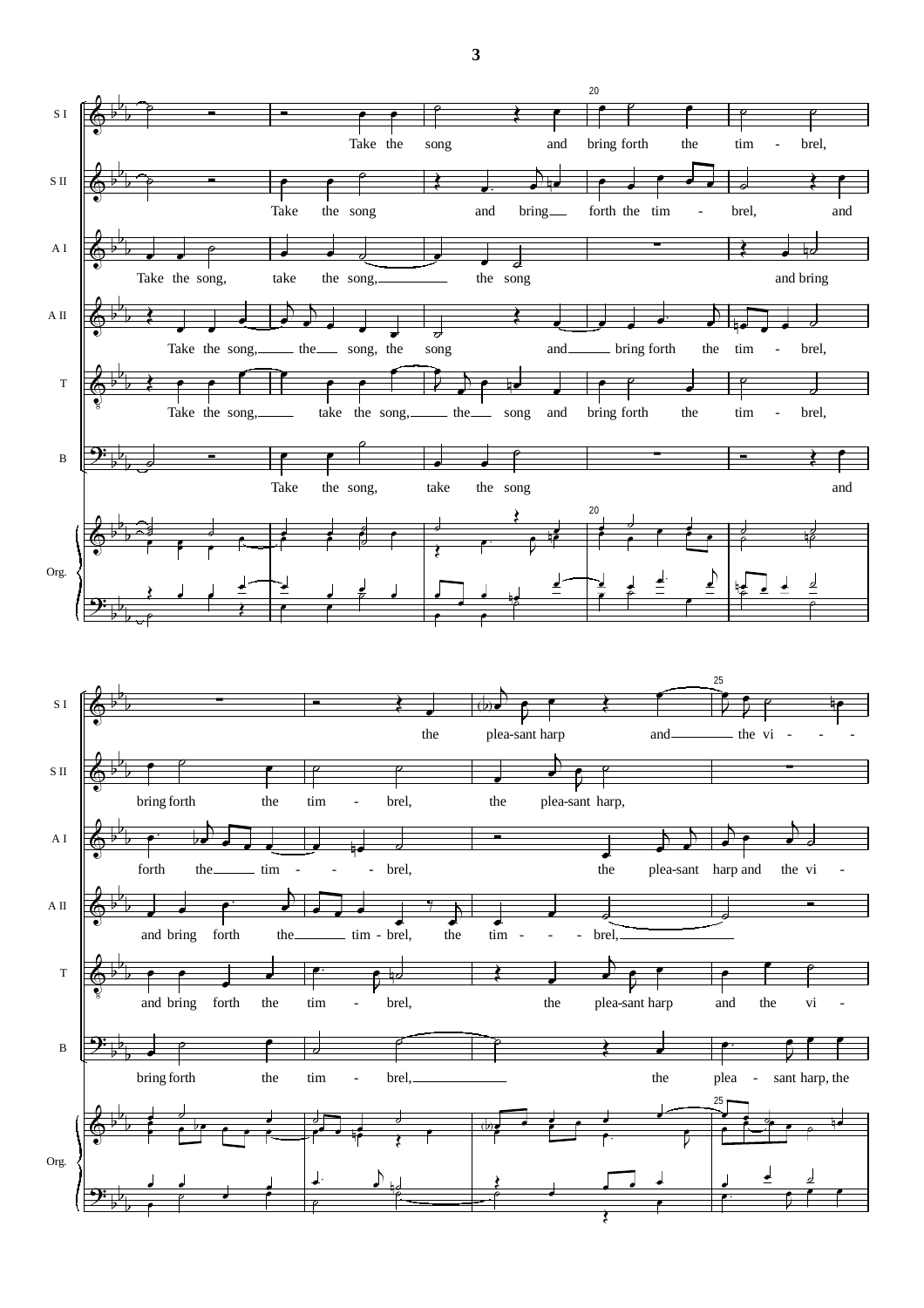S I
Take the song and bring forth the tim - brel,

S II
Take the song and bring forth the tim - brel, and

A I
Take the song, take the song, the song and bring

A II
Take the song, the song, the song and bring forth the tim - brel,

T
Take the song, take the song, the song and bring forth the tim - brel,

B
Take the song, take the song and

Org.

S I
the plea-sant harp and the vi - - -

S II
bring forth the tim - brel, the plea-sant harp,

A I
forth the tim - - - brel, the plea-sant harp and the vi -

A II
and bring forth the tim - brel, the tim - - - brel,

T
and bring forth the tim - brel, the plea-sant harp and the vi -

B
bring forth the tim - brel, the plea - sant harp, the

Org.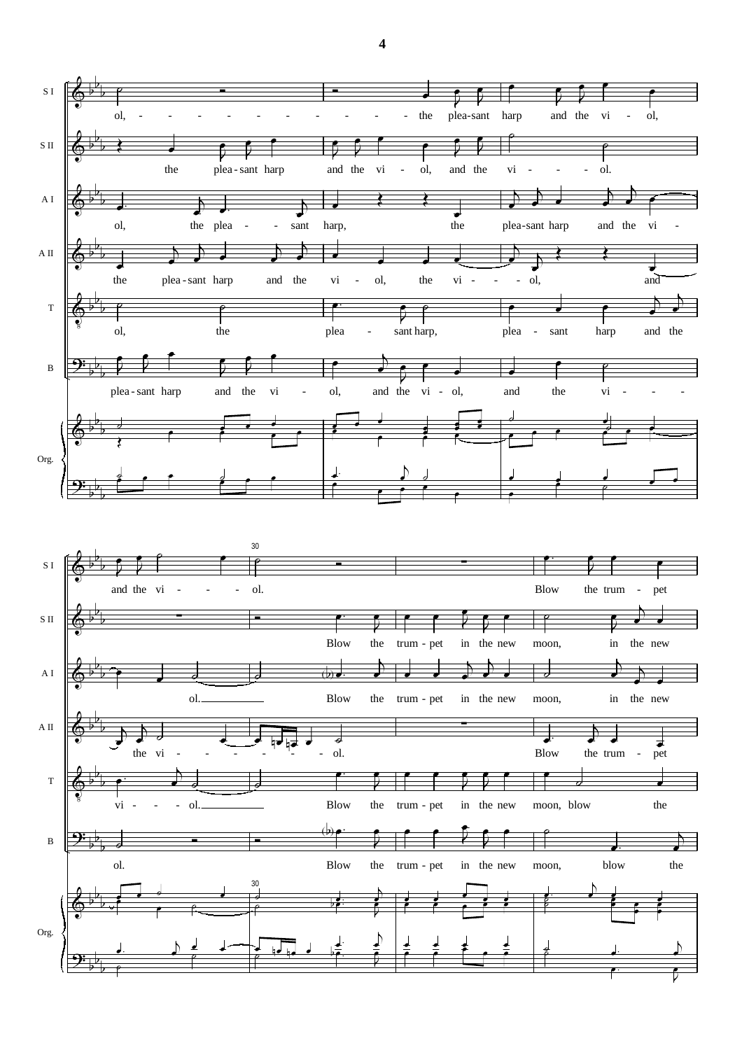**S I:** ol, - - - - - - - - - - - - the plea-sant harp and the vi - ol, and the vi - - - - ol. Blow the trum - pet

**S II:** the plea-sant harp and the vi - ol, and the vi - - - - ol. Blow the trum-pet in the new moon, in the new

**A I:** ol, the plea - - sant harp, the plea-sant harp and the vi - ol. Blow the trum-pet in the new moon, in the new

**A II:** the plea-sant harp and the vi - ol, the vi - - - - ol, and the vi - - - - - - ol. Blow the trum - pet

**T:** ol, the plea - sant harp, plea - sant harp and the vi - - - ol. Blow the trum-pet in the new moon, blow the

**B:** plea-sant harp and the vi - ol, and the vi - ol, and the vi - - - - ol. Blow the trum-pet in the new moon, blow the

Org.

30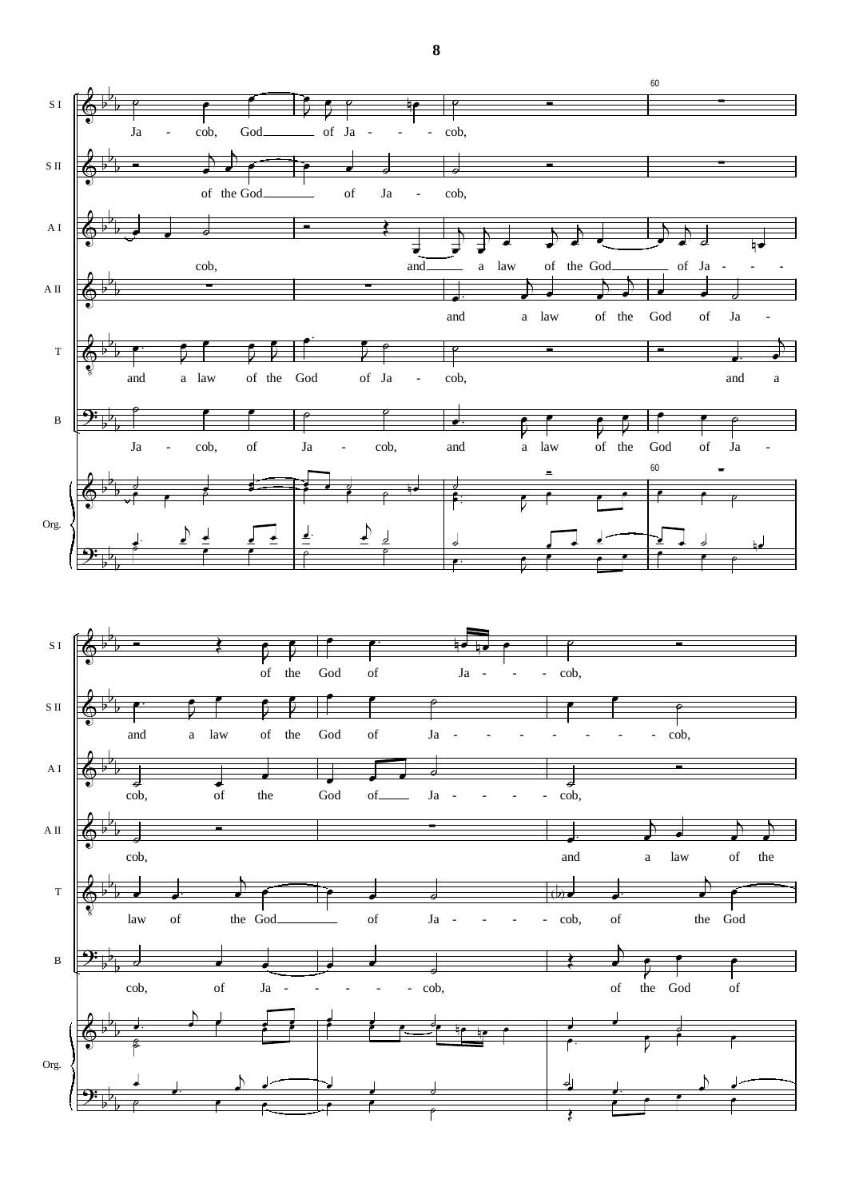**S I:** Ja - cob, God of Ja - - - cob,

**S II:** of the God of Ja - cob,

**A I:** cob, and a law of the God of Ja - - -

**A II:** and a law of the God of Ja -

**T:** and a law of the God of Ja - cob, and a

**B:** Ja - cob, of Ja - cob, and a law of the God of Ja -

**Org.**

60

**S I:** of the God of Ja - - - cob,

**S II:** and a law of the God of Ja - - - - - - - cob,

**A I:** cob, of the God of Ja - - - - cob,

**A II:** cob, and a law of the

**T:** law of the God of Ja - - - - cob, of the God

**B:** cob, of Ja - - - - - cob, of the God of

**Org.**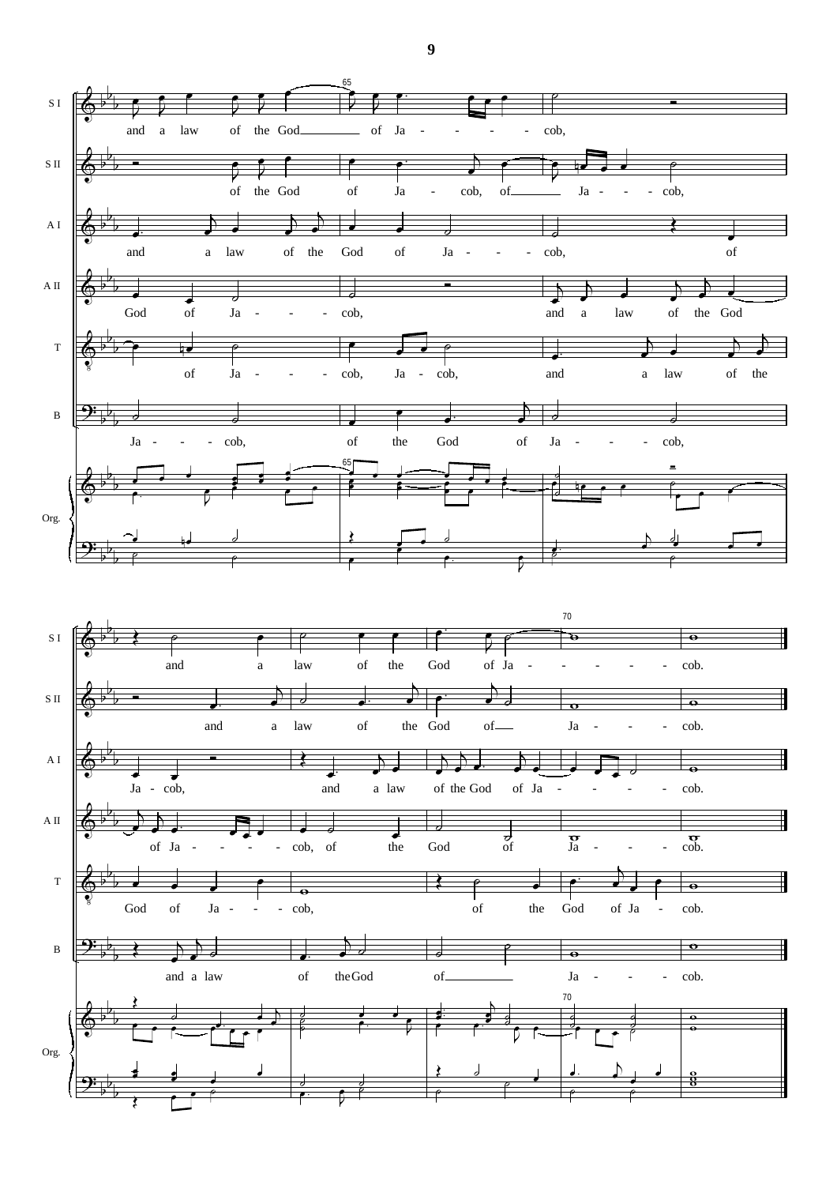S I: and a law of the God___ of Ja - - - - cob,

S II: of the God of Ja - cob, of___ Ja - - - cob,

A I: and a law of the God of Ja - - - cob, of

A II: God of Ja - - - cob, and a law of the God

T: of Ja - - - cob, Ja - cob, and a law of the

B: Ja - - - cob, of the God of Ja - - - cob,

Org.

S I: and a law of the God of Ja - - - - - cob.

S II: and a law of the God of___ Ja - - - cob.

A I: Ja - cob, and a law of the God of Ja - - - - cob.

A II: of Ja - - - - cob, of the God of Ja - - - cob.

T: God of Ja - - - cob, of the God of Ja - cob.

B: and a law of the God of___ Ja - - - cob.

Org.